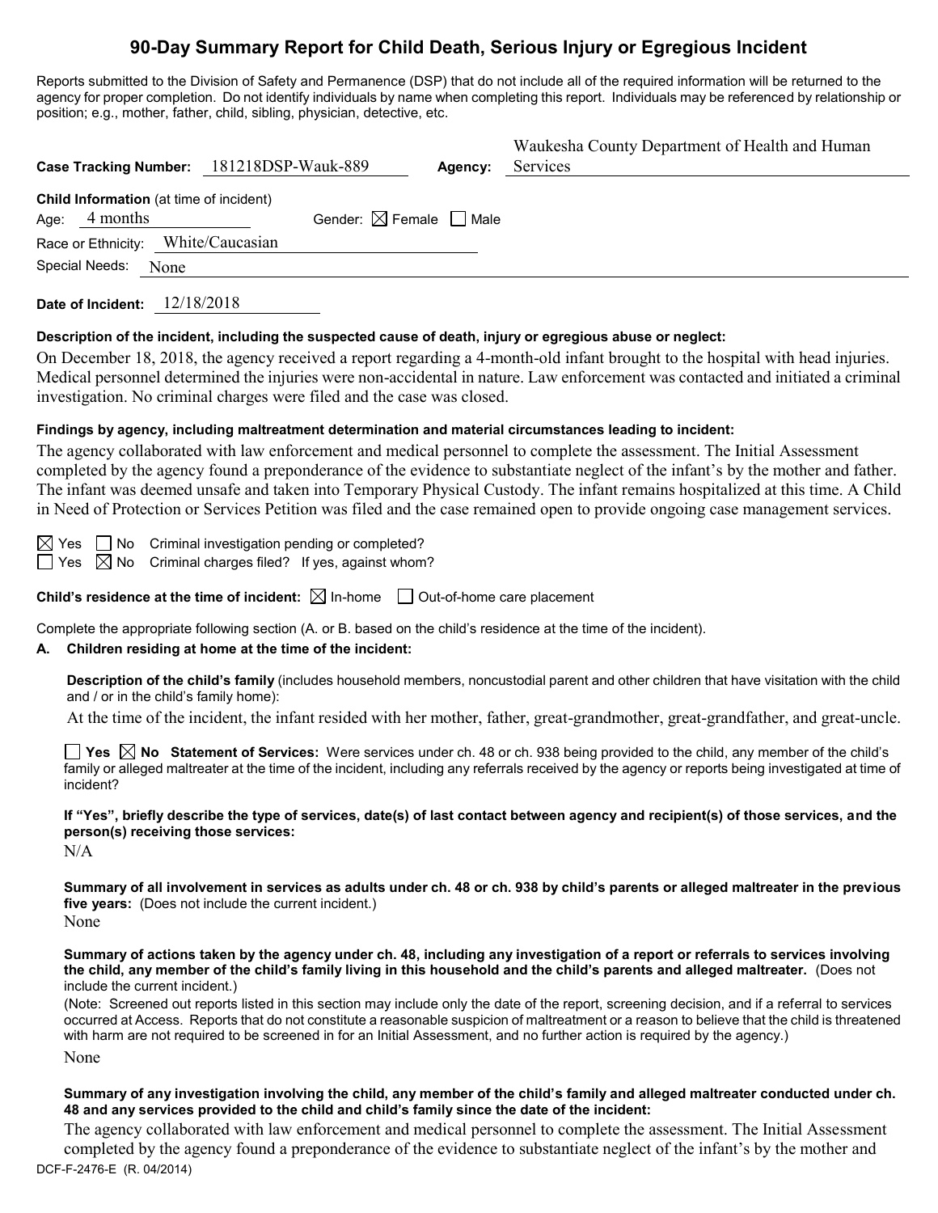# 90-Day Summary Report for Child Death, Serious Injury or Egregious Incident

Reports submitted to the Division of Safety and Permanence (DSP) that do not include all of the required information will be returned to the agency for proper completion. Do not identify individuals by name when completing this report. Individuals may be referenced by relationship or position; e.g., mother, father, child, sibling, physician, detective, etc.

**Case Tracking Number:** 181218DSP-Wauk-889 **Agency:** Waukesha County Department of Health and Human Services

**Child Information** (at time of incident)

Age: 4 months Gender: ☒ Female ☐ Male

Race or Ethnicity: White/Caucasian

Special Needs: None

**Date of Incident:** 12/18/2018

**Description of the incident, including the suspected cause of death, injury or egregious abuse or neglect:**

On December 18, 2018, the agency received a report regarding a 4-month-old infant brought to the hospital with head injuries. Medical personnel determined the injuries were non-accidental in nature. Law enforcement was contacted and initiated a criminal investigation. No criminal charges were filed and the case was closed.

**Findings by agency, including maltreatment determination and material circumstances leading to incident:**

The agency collaborated with law enforcement and medical personnel to complete the assessment. The Initial Assessment completed by the agency found a preponderance of the evidence to substantiate neglect of the infant's by the mother and father. The infant was deemed unsafe and taken into Temporary Physical Custody. The infant remains hospitalized at this time. A Child in Need of Protection or Services Petition was filed and the case remained open to provide ongoing case management services.

☒ Yes ☐ No Criminal investigation pending or completed?

☐ Yes ☒ No Criminal charges filed? If yes, against whom?

**Child's residence at the time of incident:** ☒ In-home ☐ Out-of-home care placement

Complete the appropriate following section (A. or B. based on the child's residence at the time of the incident).

**A. Children residing at home at the time of the incident:**

**Description of the child's family** (includes household members, noncustodial parent and other children that have visitation with the child and / or in the child's family home):

At the time of the incident, the infant resided with her mother, father, great-grandmother, great-grandfather, and great-uncle.

☐ **Yes** ☒ **No Statement of Services:** Were services under ch. 48 or ch. 938 being provided to the child, any member of the child's family or alleged maltreater at the time of the incident, including any referrals received by the agency or reports being investigated at time of incident?

**If "Yes", briefly describe the type of services, date(s) of last contact between agency and recipient(s) of those services, and the person(s) receiving those services:**

N/A

**Summary of all involvement in services as adults under ch. 48 or ch. 938 by child's parents or alleged maltreater in the previous five years:** (Does not include the current incident.)

None

**Summary of actions taken by the agency under ch. 48, including any investigation of a report or referrals to services involving the child, any member of the child's family living in this household and the child's parents and alleged maltreater.** (Does not include the current incident.)

(Note: Screened out reports listed in this section may include only the date of the report, screening decision, and if a referral to services occurred at Access. Reports that do not constitute a reasonable suspicion of maltreatment or a reason to believe that the child is threatened with harm are not required to be screened in for an Initial Assessment, and no further action is required by the agency.)

None

**Summary of any investigation involving the child, any member of the child's family and alleged maltreater conducted under ch. 48 and any services provided to the child and child's family since the date of the incident:**

The agency collaborated with law enforcement and medical personnel to complete the assessment. The Initial Assessment completed by the agency found a preponderance of the evidence to substantiate neglect of the infant's by the mother and

DCF-F-2476-E (R. 04/2014)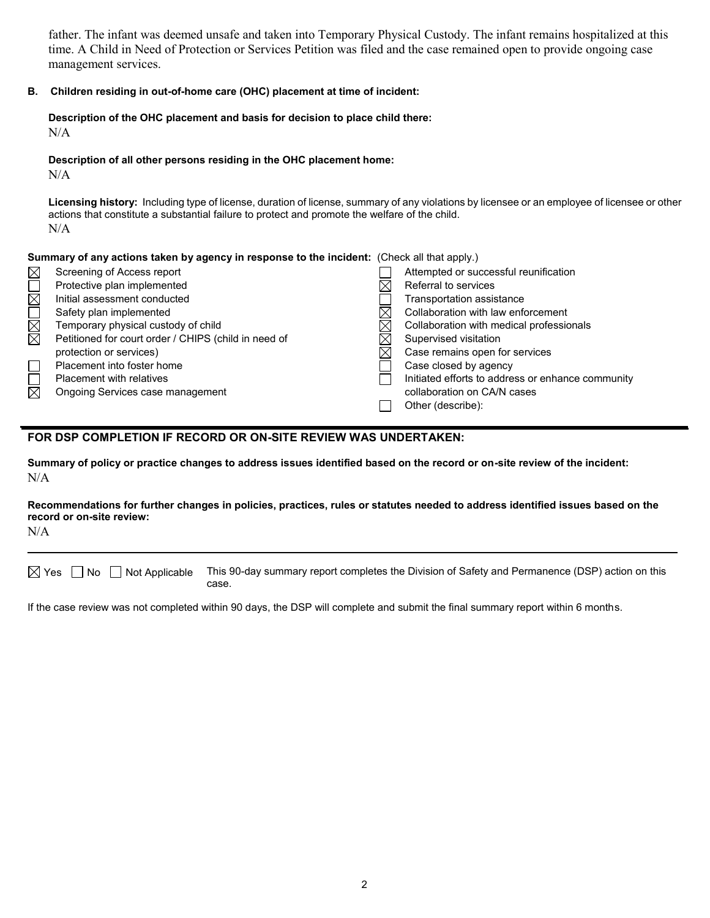father. The infant was deemed unsafe and taken into Temporary Physical Custody. The infant remains hospitalized at this time. A Child in Need of Protection or Services Petition was filed and the case remained open to provide ongoing case management services.

**B. Children residing in out-of-home care (OHC) placement at time of incident:**

**Description of the OHC placement and basis for decision to place child there:**
N/A

**Description of all other persons residing in the OHC placement home:**
N/A

**Licensing history:** Including type of license, duration of license, summary of any violations by licensee or an employee of licensee or other actions that constitute a substantial failure to protect and promote the welfare of the child.
N/A

**Summary of any actions taken by agency in response to the incident:** (Check all that apply.)

- ☒ Screening of Access report
- ☐ Protective plan implemented
- ☒ Initial assessment conducted
- ☐ Safety plan implemented
- ☒ Temporary physical custody of child
- ☒ Petitioned for court order / CHIPS (child in need of protection or services)
- ☐ Placement into foster home
- ☐ Placement with relatives
- ☒ Ongoing Services case management
- ☐ Attempted or successful reunification
- ☒ Referral to services
- ☐ Transportation assistance
- ☒ Collaboration with law enforcement
- ☒ Collaboration with medical professionals
- ☒ Supervised visitation
- ☒ Case remains open for services
- ☐ Case closed by agency
- ☐ Initiated efforts to address or enhance community collaboration on CA/N cases
- ☐ Other (describe):

## FOR DSP COMPLETION IF RECORD OR ON-SITE REVIEW WAS UNDERTAKEN:

**Summary of policy or practice changes to address issues identified based on the record or on-site review of the incident:**
N/A

**Recommendations for further changes in policies, practices, rules or statutes needed to address identified issues based on the record or on-site review:**
N/A

☒ Yes ☐ No ☐ Not Applicable This 90-day summary report completes the Division of Safety and Permanence (DSP) action on this case.

If the case review was not completed within 90 days, the DSP will complete and submit the final summary report within 6 months.